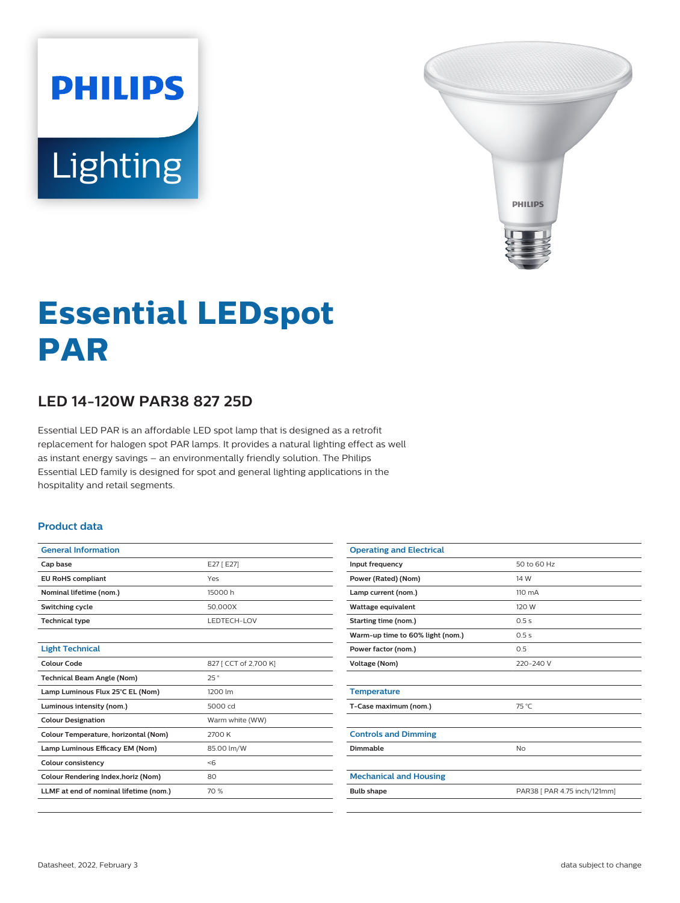# Essential LEDspot PAR

## LED 14-120W PAR38 827 25D

Essential LED PAR is an affordable LED spot lamp that is designed as a retrofit replacement for halogen spot PAR lamps. It provides a natural lighting effect as well as instant energy savings – an environmentally friendly solution. The Philips Essential LED family is designed for spot and general lighting applications in the hospitality and retail segments.

### Product data

| General Information | |
|---|---|
| Cap base | E27 [ E27] |
| EU RoHS compliant | Yes |
| Nominal lifetime (nom.) | 15000 h |
| Switching cycle | 50,000X |
| Technical type | LEDTECH-LOV |

| Light Technical | |
|---|---|
| Colour Code | 827 [ CCT of 2,700 K] |
| Technical Beam Angle (Nom) | 25 ° |
| Lamp Luminous Flux 25°C EL (Nom) | 1200 lm |
| Luminous intensity (nom.) | 5000 cd |
| Colour Designation | Warm white (WW) |
| Colour Temperature, horizontal (Nom) | 2700 K |
| Lamp Luminous Efficacy EM (Nom) | 85.00 lm/W |
| Colour consistency | <6 |
| Colour Rendering Index,horiz (Nom) | 80 |
| LLMF at end of nominal lifetime (nom.) | 70 % |

| Operating and Electrical | |
|---|---|
| Input frequency | 50 to 60 Hz |
| Power (Rated) (Nom) | 14 W |
| Lamp current (nom.) | 110 mA |
| Wattage equivalent | 120 W |
| Starting time (nom.) | 0.5 s |
| Warm-up time to 60% light (nom.) | 0.5 s |
| Power factor (nom.) | 0.5 |
| Voltage (Nom) | 220-240 V |

| Temperature | |
|---|---|
| T-Case maximum (nom.) | 75 °C |

| Controls and Dimming | |
|---|---|
| Dimmable | No |

| Mechanical and Housing | |
|---|---|
| Bulb shape | PAR38 [ PAR 4.75 inch/121mm] |

Datasheet, 2022, February 3 data subject to change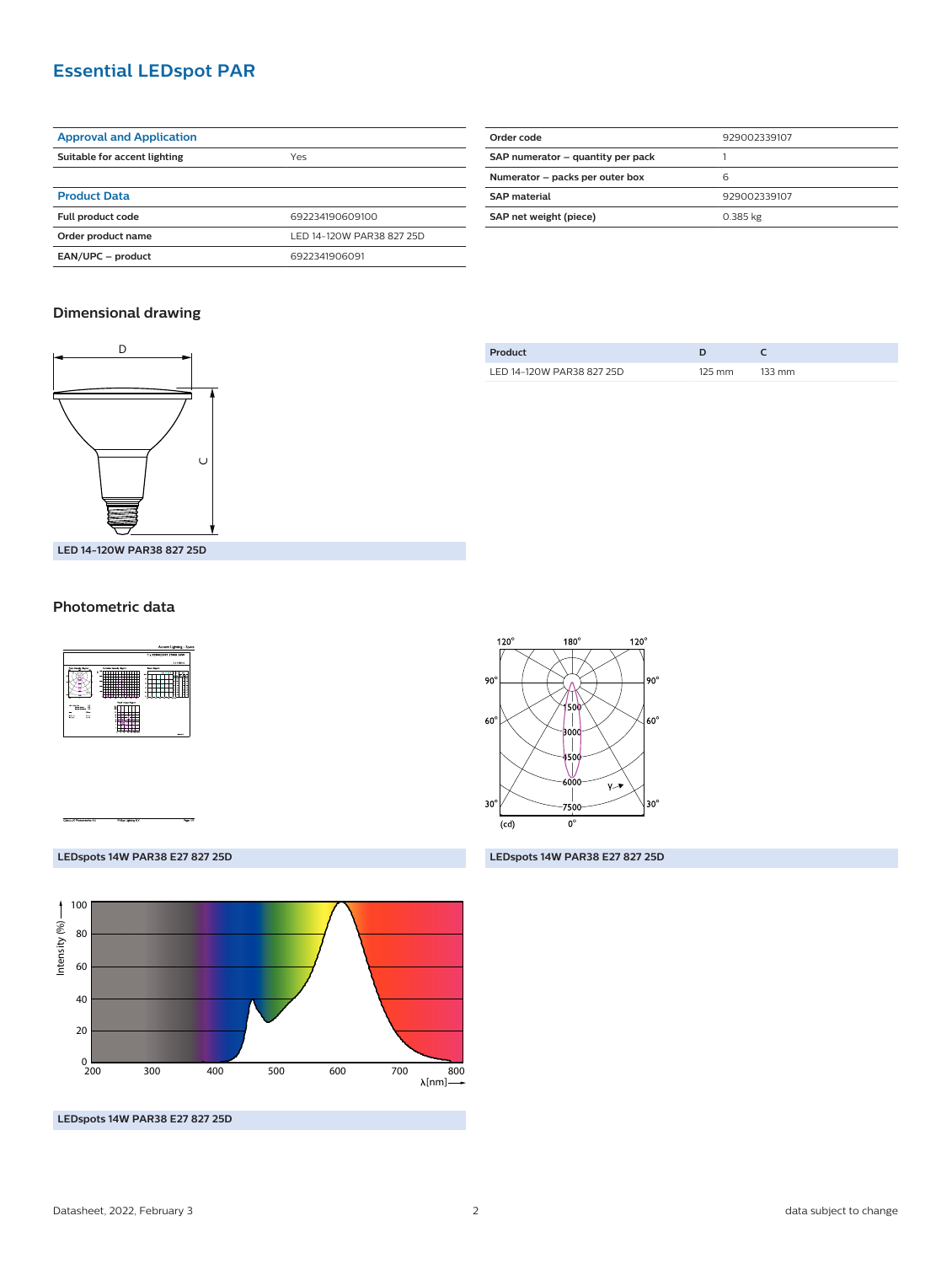# Essential LEDspot PAR

| Approval and Application | |
|---|---|
| Suitable for accent lighting | Yes |

| Product Data | |
|---|---|
| Full product code | 692234190609100 |
| Order product name | LED 14-120W PAR38 827 25D |
| EAN/UPC – product | 6922341906091 |

| Order code | 929002339107 |
|---|---|
| SAP numerator – quantity per pack | 1 |
| Numerator – packs per outer box | 6 |
| SAP material | 929002339107 |
| SAP net weight (piece) | 0.385 kg |

## Dimensional drawing

LED 14-120W PAR38 827 25D

| Product | D | C |
|---|---|---|
| LED 14-120W PAR38 827 25D | 125 mm | 133 mm |

## Photometric data

LEDspots 14W PAR38 E27 827 25D

LEDspots 14W PAR38 E27 827 25D

LEDspots 14W PAR38 E27 827 25D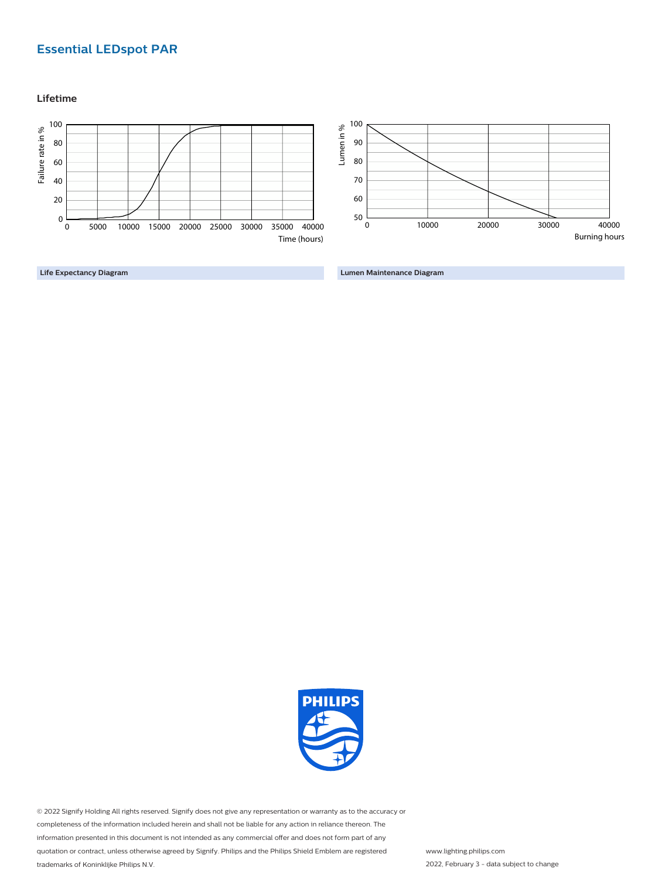## Essential LEDspot PAR

### Lifetime

Failure rate in %

100
80
60
40
20
0

0 5000 10000 15000 20000 25000 30000 35000 40000

Time (hours)

Lumen in %

100
90
80
70
60
50

0 10000 20000 30000 40000

Burning hours

**Life Expectancy Diagram**

**Lumen Maintenance Diagram**

© 2022 Signify Holding All rights reserved. Signify does not give any representation or warranty as to the accuracy or completeness of the information included herein and shall not be liable for any action in reliance thereon. The information presented in this document is not intended as any commercial offer and does not form part of any quotation or contract, unless otherwise agreed by Signify. Philips and the Philips Shield Emblem are registered trademarks of Koninklijke Philips N.V.

www.lighting.philips.com

2022, February 3 - data subject to change